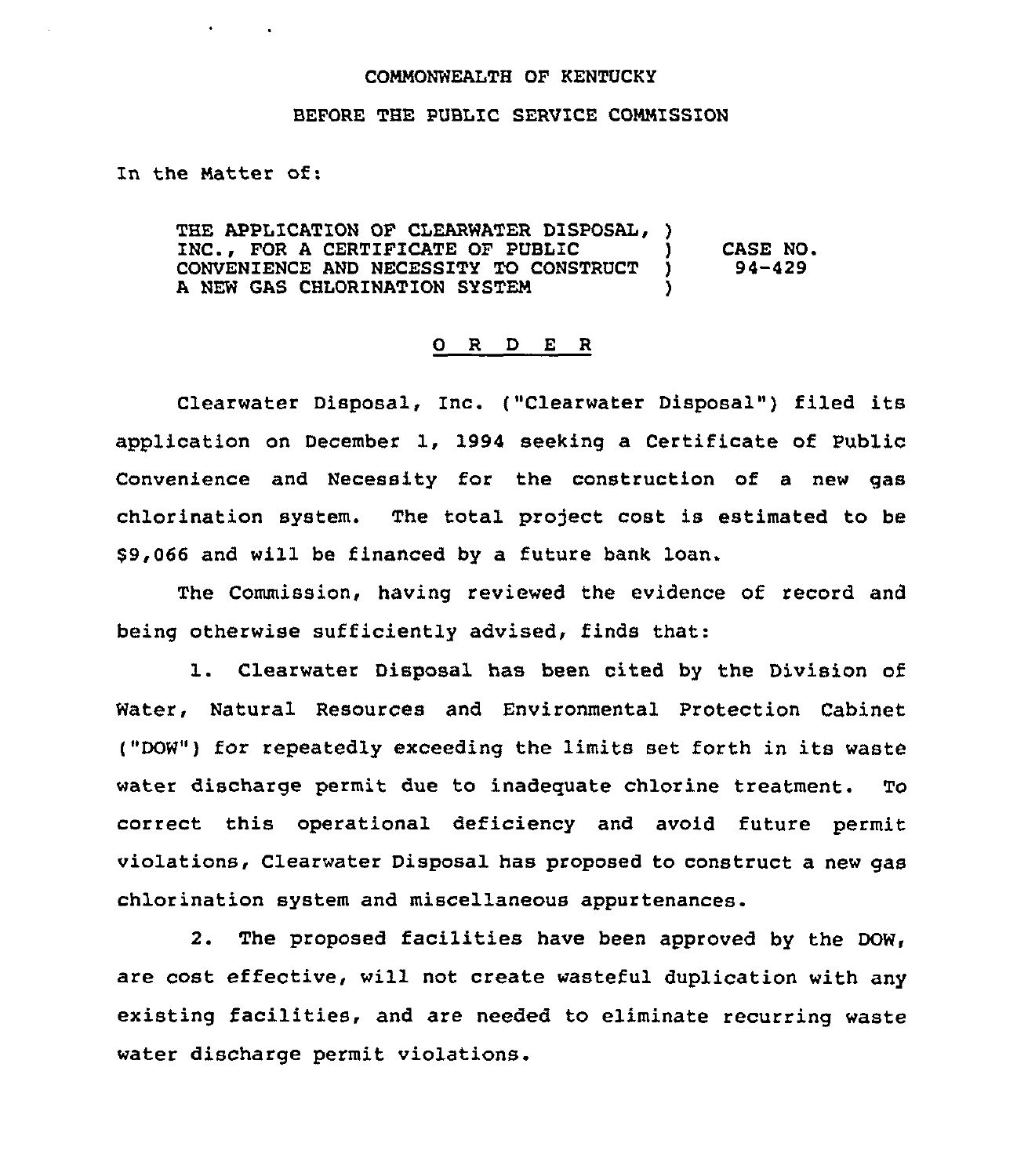COMMONWEALTH OF KENTUCKY

BEFORE THE PUBLIC SERVICE COMMISSION

In the Matter of:

THE APPLICATION OF CLEARWATER DISPOSAL, INC., FOR A CERTIFICATE OF PUBLIC CONVENIENCE AND NECESSITY TO CONSTRUCT A NEW GAS CHLORINATION SYSTEM

CASE NO. 94-429

O R D E R

Clearwater Disposal, Inc. ("Clearwater Disposal") filed its application on December 1, 1994 seeking a Certificate of Public Convenience and Necessity for the construction of a new gas chlorination system. The total project cost is estimated to be $9,066 and will be financed by a future bank loan.

The Commission, having reviewed the evidence of record and being otherwise sufficiently advised, finds that:

1. Clearwater Disposal has been cited by the Division of Water, Natural Resources and Environmental Protection Cabinet ("DOW") for repeatedly exceeding the limits set forth in its waste water discharge permit due to inadequate chlorine treatment. To correct this operational deficiency and avoid future permit violations, Clearwater Disposal has proposed to construct a new gas chlorination system and miscellaneous appurtenances.

2. The proposed facilities have been approved by the DOW, are cost effective, will not create wasteful duplication with any existing facilities, and are needed to eliminate recurring waste water discharge permit violations.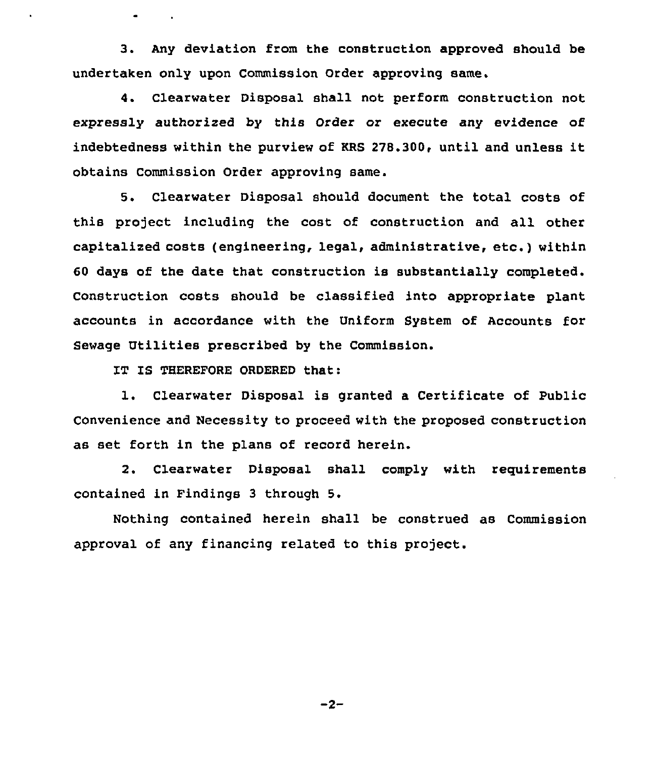3. Any deviation from the construction approved should be undertaken only upon Commission Order approving same.

4. Clearwater Disposal shall not perform construction not expressly authorized by this Order or execute any evidence of indebtedness within the purview of KRS 278.300, until and unless it obtains Commission Order approving same.

5. Clearwater Disposal should document the total costs of this project including the cost of construction and all other capitalized costs (engineering, legal, administrative, etc.) within 60 days of the date that construction is substantially completed. Construction costs should be classified into appropriate plant accounts in accordance with the Uniform System of Accounts for Sewage Utilities prescribed by the Commission.

IT IS THEREFORE ORDERED that:

1. Clearwater Disposal is granted a Certificate of Public Convenience and Necessity to proceed with the proposed construction as set forth in the plans of record herein.

2. Clearwater Disposal shall comply with requirements contained in Findings 3 through 5.

Nothing contained herein shall be construed as Commission approval of any financing related to this project.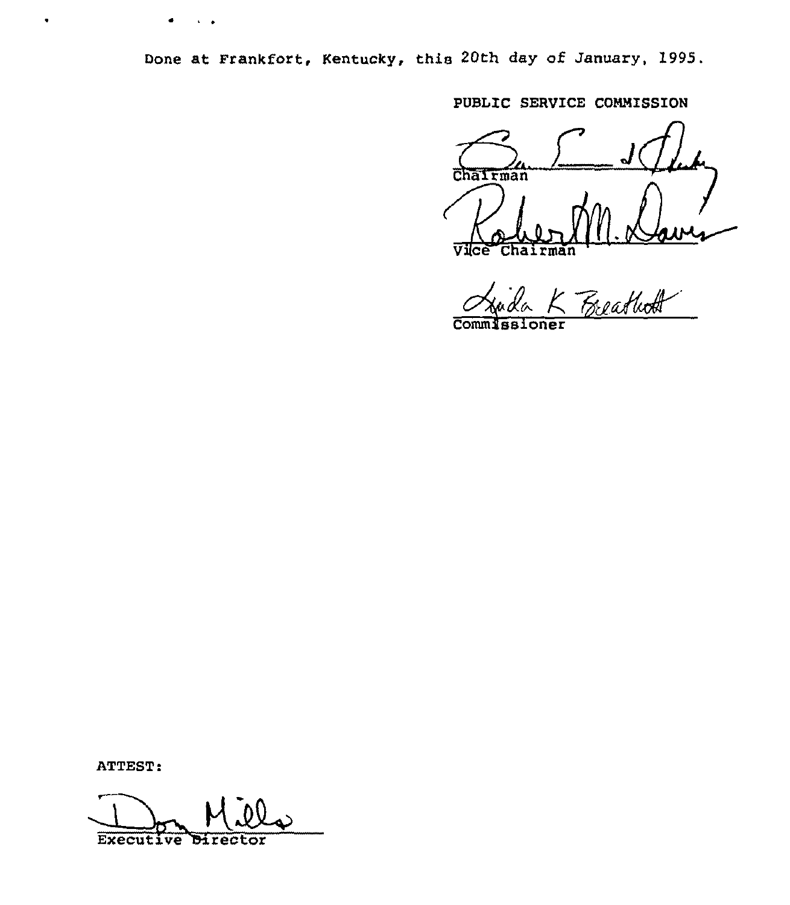Done at Frankfort, Kentucky, this 20th day of January, 1995.

PUBLIC SERVICE COMMISSION

Chairman

Vice Chairman

Commissioner

ATTEST:

Executive Director